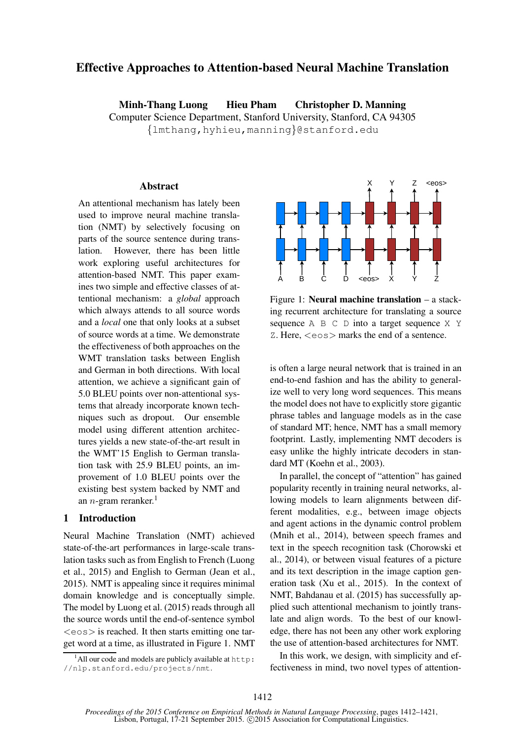# Effective Approaches to Attention-based Neural Machine Translation

**Minh-Thang Luong  Hieu Pham  Christopher D. Manning**
Computer Science Department, Stanford University, Stanford, CA 94305
{lmthang,hyhieu,manning}@stanford.edu

## Abstract

An attentional mechanism has lately been used to improve neural machine translation (NMT) by selectively focusing on parts of the source sentence during translation. However, there has been little work exploring useful architectures for attention-based NMT. This paper examines two simple and effective classes of attentional mechanism: a *global* approach which always attends to all source words and a *local* one that only looks at a subset of source words at a time. We demonstrate the effectiveness of both approaches on the WMT translation tasks between English and German in both directions. With local attention, we achieve a significant gain of 5.0 BLEU points over non-attentional systems that already incorporate known techniques such as dropout. Our ensemble model using different attention architectures yields a new state-of-the-art result in the WMT'15 English to German translation task with 25.9 BLEU points, an improvement of 1.0 BLEU points over the existing best system backed by NMT and an $n$-gram reranker.[1]

## 1 Introduction

Neural Machine Translation (NMT) achieved state-of-the-art performances in large-scale translation tasks such as from English to French (Luong et al., 2015) and English to German (Jean et al., 2015). NMT is appealing since it requires minimal domain knowledge and is conceptually simple. The model by Luong et al. (2015) reads through all the source words until the end-of-sentence symbol <eos> is reached. It then starts emitting one target word at a time, as illustrated in Figure 1. NMT is often a large neural network that is trained in an end-to-end fashion and has the ability to generalize well to very long word sequences. This means the model does not have to explicitly store gigantic phrase tables and language models as in the case of standard MT; hence, NMT has a small memory footprint. Lastly, implementing NMT decoders is easy unlike the highly intricate decoders in standard MT (Koehn et al., 2003).

Figure 1: **Neural machine translation** – a stacking recurrent architecture for translating a source sequence `A B C D` into a target sequence `X Y Z`. Here, <eos> marks the end of a sentence.

In parallel, the concept of "attention" has gained popularity recently in training neural networks, allowing models to learn alignments between different modalities, e.g., between image objects and agent actions in the dynamic control problem (Mnih et al., 2014), between speech frames and text in the speech recognition task (Chorowski et al., 2014), or between visual features of a picture and its text description in the image caption generation task (Xu et al., 2015). In the context of NMT, Bahdanau et al. (2015) has successfully applied such attentional mechanism to jointly translate and align words. To the best of our knowledge, there has not been any other work exploring the use of attention-based architectures for NMT.

In this work, we design, with simplicity and effectiveness in mind, two novel types of attention-

[1] All our code and models are publicly available at http://nlp.stanford.edu/projects/nmt.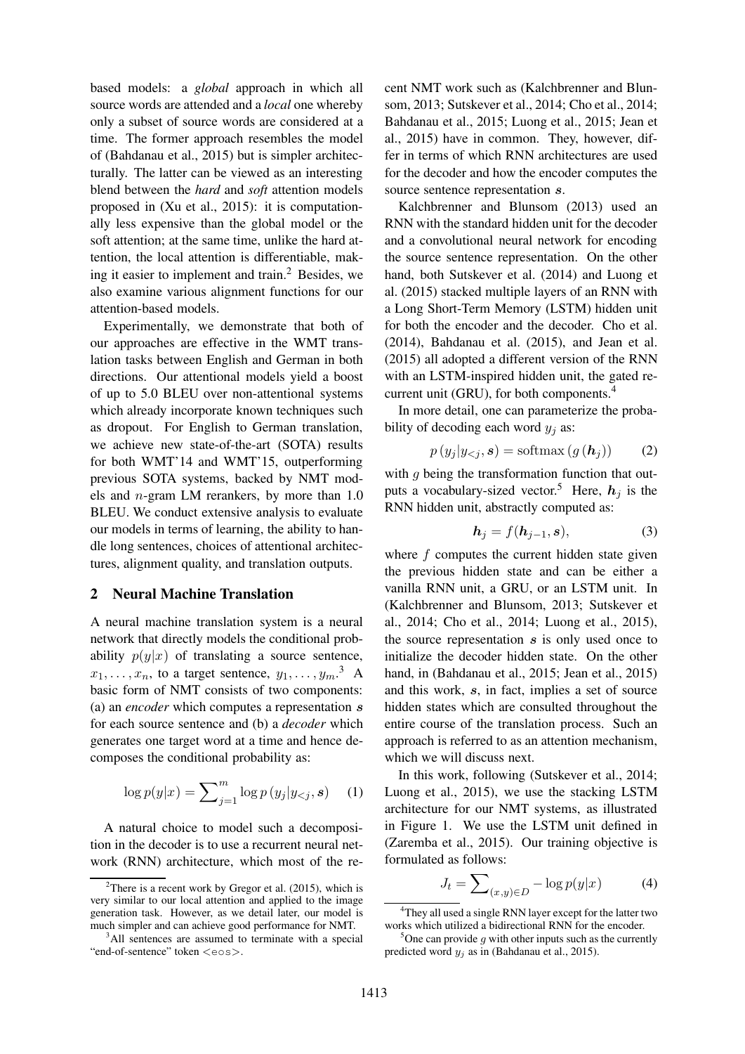based models: a *global* approach in which all source words are attended and a *local* one whereby only a subset of source words are considered at a time. The former approach resembles the model of (Bahdanau et al., 2015) but is simpler architecturally. The latter can be viewed as an interesting blend between the *hard* and *soft* attention models proposed in (Xu et al., 2015): it is computationally less expensive than the global model or the soft attention; at the same time, unlike the hard attention, the local attention is differentiable, making it easier to implement and train.[2] Besides, we also examine various alignment functions for our attention-based models.

Experimentally, we demonstrate that both of our approaches are effective in the WMT translation tasks between English and German in both directions. Our attentional models yield a boost of up to 5.0 BLEU over non-attentional systems which already incorporate known techniques such as dropout. For English to German translation, we achieve new state-of-the-art (SOTA) results for both WMT'14 and WMT'15, outperforming previous SOTA systems, backed by NMT models and $n$-gram LM rerankers, by more than 1.0 BLEU. We conduct extensive analysis to evaluate our models in terms of learning, the ability to handle long sentences, choices of attentional architectures, alignment quality, and translation outputs.

## 2 Neural Machine Translation

A neural machine translation system is a neural network that directly models the conditional probability $p(y|x)$ of translating a source sentence, $x_1, \ldots, x_n$, to a target sentence, $y_1, \ldots, y_m$.[3] A basic form of NMT consists of two components: (a) an *encoder* which computes a representation $\boldsymbol{s}$ for each source sentence and (b) a *decoder* which generates one target word at a time and hence decomposes the conditional probability as:

$$\log p(y|x) = \sum\nolimits_{j=1}^{m} \log p\left(y_j | y_{<j}, \boldsymbol{s}\right) \quad (1)$$

A natural choice to model such a decomposition in the decoder is to use a recurrent neural network (RNN) architecture, which most of the recent NMT work such as (Kalchbrenner and Blunsom, 2013; Sutskever et al., 2014; Cho et al., 2014; Bahdanau et al., 2015; Luong et al., 2015; Jean et al., 2015) have in common. They, however, differ in terms of which RNN architectures are used for the decoder and how the encoder computes the source sentence representation $\boldsymbol{s}$.

Kalchbrenner and Blunsom (2013) used an RNN with the standard hidden unit for the decoder and a convolutional neural network for encoding the source sentence representation. On the other hand, both Sutskever et al. (2014) and Luong et al. (2015) stacked multiple layers of an RNN with a Long Short-Term Memory (LSTM) hidden unit for both the encoder and the decoder. Cho et al. (2014), Bahdanau et al. (2015), and Jean et al. (2015) all adopted a different version of the RNN with an LSTM-inspired hidden unit, the gated recurrent unit (GRU), for both components.[4]

In more detail, one can parameterize the probability of decoding each word $y_j$ as:

$$p\left(y_j | y_{<j}, \boldsymbol{s}\right) = \mathrm{softmax}\left(g\left(\boldsymbol{h}_j\right)\right) \quad (2)$$

with $g$ being the transformation function that outputs a vocabulary-sized vector.[5] Here, $\boldsymbol{h}_j$ is the RNN hidden unit, abstractly computed as:

$$\boldsymbol{h}_j = f(\boldsymbol{h}_{j-1}, \boldsymbol{s}), \quad (3)$$

where $f$ computes the current hidden state given the previous hidden state and can be either a vanilla RNN unit, a GRU, or an LSTM unit. In (Kalchbrenner and Blunsom, 2013; Sutskever et al., 2014; Cho et al., 2014; Luong et al., 2015), the source representation $\boldsymbol{s}$ is only used once to initialize the decoder hidden state. On the other hand, in (Bahdanau et al., 2015; Jean et al., 2015) and this work, $\boldsymbol{s}$, in fact, implies a set of source hidden states which are consulted throughout the entire course of the translation process. Such an approach is referred to as an attention mechanism, which we will discuss next.

In this work, following (Sutskever et al., 2014; Luong et al., 2015), we use the stacking LSTM architecture for our NMT systems, as illustrated in Figure 1. We use the LSTM unit defined in (Zaremba et al., 2015). Our training objective is formulated as follows:

$$J_t = \sum\nolimits_{(x,y) \in \mathbb{D}} -\log p(y|x) \quad (4)$$

[2] There is a recent work by Gregor et al. (2015), which is very similar to our local attention and applied to the image generation task. However, as we detail later, our model is much simpler and can achieve good performance for NMT.

[3] All sentences are assumed to terminate with a special "end-of-sentence" token <eos>.

[4] They all used a single RNN layer except for the latter two works which utilized a bidirectional RNN for the encoder.

[5] One can provide $g$ with other inputs such as the currently predicted word $y_j$ as in (Bahdanau et al., 2015).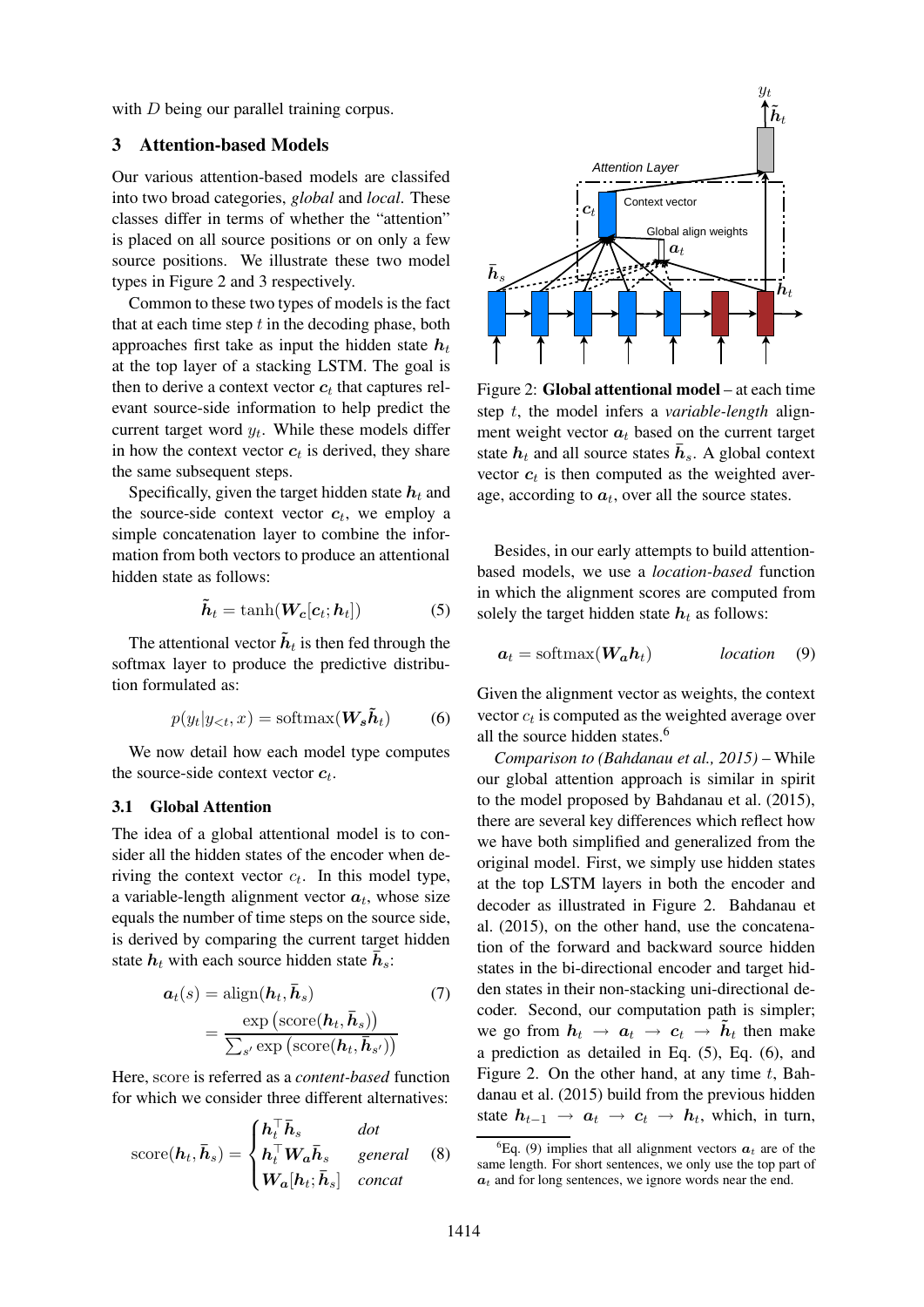with $D$ being our parallel training corpus.

## 3 Attention-based Models

Our various attention-based models are classifed into two broad categories, *global* and *local*. These classes differ in terms of whether the "attention" is placed on all source positions or on only a few source positions. We illustrate these two model types in Figure 2 and 3 respectively.

Common to these two types of models is the fact that at each time step $t$ in the decoding phase, both approaches first take as input the hidden state $\boldsymbol{h}_t$ at the top layer of a stacking LSTM. The goal is then to derive a context vector $\boldsymbol{c}_t$ that captures relevant source-side information to help predict the current target word $y_t$. While these models differ in how the context vector $\boldsymbol{c}_t$ is derived, they share the same subsequent steps.

Specifically, given the target hidden state $\boldsymbol{h}_t$ and the source-side context vector $\boldsymbol{c}_t$, we employ a simple concatenation layer to combine the information from both vectors to produce an attentional hidden state as follows:

$$\tilde{\boldsymbol{h}}_t = \tanh(\boldsymbol{W_c}[\boldsymbol{c}_t; \boldsymbol{h}_t]) \tag{5}$$

The attentional vector $\tilde{\boldsymbol{h}}_t$ is then fed through the softmax layer to produce the predictive distribution formulated as:

$$p(y_t|y_{<t}, x) = \text{softmax}(\boldsymbol{W_s}\tilde{\boldsymbol{h}}_t) \tag{6}$$

We now detail how each model type computes the source-side context vector $\boldsymbol{c}_t$.

### 3.1 Global Attention

The idea of a global attentional model is to consider all the hidden states of the encoder when deriving the context vector $c_t$. In this model type, a variable-length alignment vector $\boldsymbol{a}_t$, whose size equals the number of time steps on the source side, is derived by comparing the current target hidden state $\boldsymbol{h}_t$ with each source hidden state $\bar{\boldsymbol{h}}_s$:

$$\begin{aligned} \boldsymbol{a}_t(s) &= \text{align}(\boldsymbol{h}_t, \bar{\boldsymbol{h}}_s) \qquad\qquad (7)\\ &= \frac{\exp\left(\text{score}(\boldsymbol{h}_t, \bar{\boldsymbol{h}}_s)\right)}{\sum_{s'} \exp\left(\text{score}(\boldsymbol{h}_t, \bar{\boldsymbol{h}}_{s'})\right)} \end{aligned}$$

Here, score is referred as a *content-based* function for which we consider three different alternatives:

$$\text{score}(\boldsymbol{h}_t, \bar{\boldsymbol{h}}_s) = \begin{cases} \boldsymbol{h}_t^\top \bar{\boldsymbol{h}}_s & \textit{dot} \\ \boldsymbol{h}_t^\top \boldsymbol{W_a} \bar{\boldsymbol{h}}_s & \textit{general} \\ \boldsymbol{W_a}[\boldsymbol{h}_t; \bar{\boldsymbol{h}}_s] & \textit{concat} \end{cases} \tag{8}$$

Figure 2: **Global attentional model** – at each time step $t$, the model infers a *variable-length* alignment weight vector $\boldsymbol{a}_t$ based on the current target state $\boldsymbol{h}_t$ and all source states $\bar{\boldsymbol{h}}_s$. A global context vector $\boldsymbol{c}_t$ is then computed as the weighted average, according to $\boldsymbol{a}_t$, over all the source states.

Besides, in our early attempts to build attention-based models, we use a *location-based* function in which the alignment scores are computed from solely the target hidden state $\boldsymbol{h}_t$ as follows:

$$\boldsymbol{a}_t = \text{softmax}(\boldsymbol{W_a}\boldsymbol{h}_t) \qquad \textit{location} \tag{9}$$

Given the alignment vector as weights, the context vector $c_t$ is computed as the weighted average over all the source hidden states.[6]

*Comparison to (Bahdanau et al., 2015)* – While our global attention approach is similar in spirit to the model proposed by Bahdanau et al. (2015), there are several key differences which reflect how we have both simplified and generalized from the original model. First, we simply use hidden states at the top LSTM layers in both the encoder and decoder as illustrated in Figure 2. Bahdanau et al. (2015), on the other hand, use the concatenation of the forward and backward source hidden states in the bi-directional encoder and target hidden states in their non-stacking uni-directional decoder. Second, our computation path is simpler; we go from $\boldsymbol{h}_t \rightarrow \boldsymbol{a}_t \rightarrow \boldsymbol{c}_t \rightarrow \tilde{\boldsymbol{h}}_t$ then make a prediction as detailed in Eq. (5), Eq. (6), and Figure 2. On the other hand, at any time $t$, Bahdanau et al. (2015) build from the previous hidden state $\boldsymbol{h}_{t-1} \rightarrow \boldsymbol{a}_t \rightarrow \boldsymbol{c}_t \rightarrow \boldsymbol{h}_t$, which, in turn,

[6] Eq. (9) implies that all alignment vectors $\boldsymbol{a}_t$ are of the same length. For short sentences, we only use the top part of $\boldsymbol{a}_t$ and for long sentences, we ignore words near the end.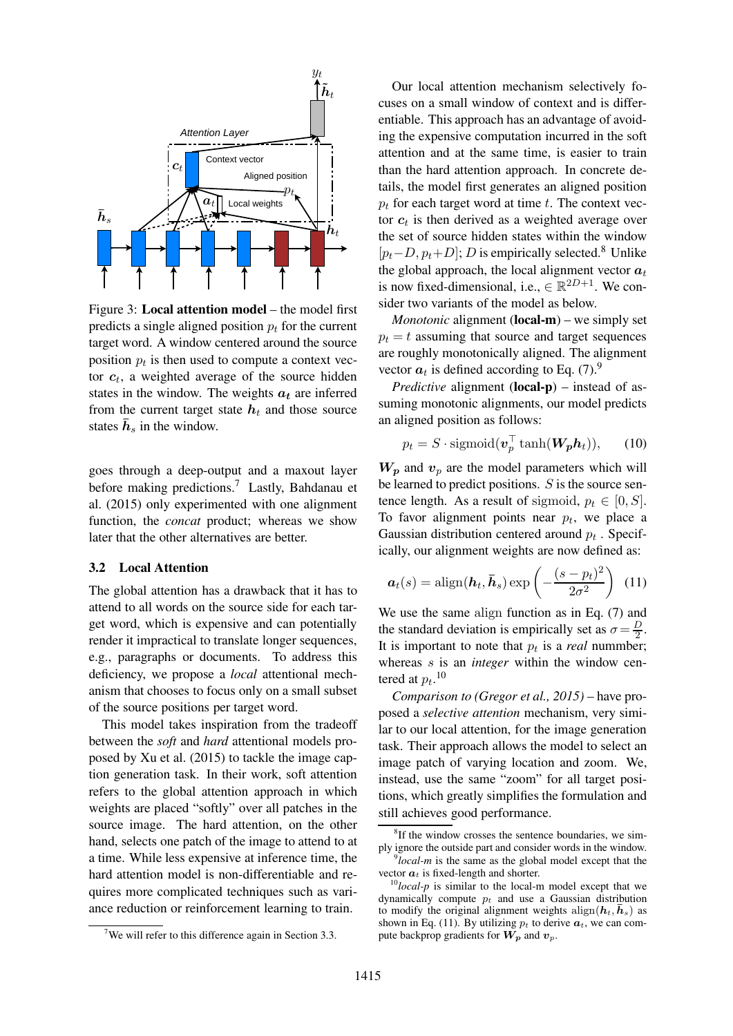Figure 3: **Local attention model** – the model first predicts a single aligned position $p_t$ for the current target word. A window centered around the source position $p_t$ is then used to compute a context vector $\boldsymbol{c}_t$, a weighted average of the source hidden states in the window. The weights $\boldsymbol{a_t}$ are inferred from the current target state $\boldsymbol{h}_t$ and those source states $\bar{\boldsymbol{h}}_s$ in the window.

goes through a deep-output and a maxout layer before making predictions.[7] Lastly, Bahdanau et al. (2015) only experimented with one alignment function, the *concat* product; whereas we show later that the other alternatives are better.

### 3.2 Local Attention

The global attention has a drawback that it has to attend to all words on the source side for each target word, which is expensive and can potentially render it impractical to translate longer sequences, e.g., paragraphs or documents. To address this deficiency, we propose a *local* attentional mechanism that chooses to focus only on a small subset of the source positions per target word.

This model takes inspiration from the tradeoff between the *soft* and *hard* attentional models proposed by Xu et al. (2015) to tackle the image caption generation task. In their work, soft attention refers to the global attention approach in which weights are placed "softly" over all patches in the source image. The hard attention, on the other hand, selects one patch of the image to attend to at a time. While less expensive at inference time, the hard attention model is non-differentiable and requires more complicated techniques such as variance reduction or reinforcement learning to train.

Our local attention mechanism selectively focuses on a small window of context and is differentiable. This approach has an advantage of avoiding the expensive computation incurred in the soft attention and at the same time, is easier to train than the hard attention approach. In concrete details, the model first generates an aligned position $p_t$ for each target word at time $t$. The context vector $\boldsymbol{c}_t$ is then derived as a weighted average over the set of source hidden states within the window $[p_t - D, p_t + D]$; $D$ is empirically selected.[8] Unlike the global approach, the local alignment vector $\boldsymbol{a}_t$ is now fixed-dimensional, i.e., $\in \mathbb{R}^{2D+1}$. We consider two variants of the model as below.

*Monotonic* alignment (**local-m**) – we simply set $p_t = t$ assuming that source and target sequences are roughly monotonically aligned. The alignment vector $\boldsymbol{a}_t$ is defined according to Eq. (7).[9]

*Predictive* alignment (**local-p**) – instead of assuming monotonic alignments, our model predicts an aligned position as follows:

$$p_t = S \cdot \text{sigmoid}(\boldsymbol{v}_p^\top \tanh(\boldsymbol{W_p h}_t)), \quad (10)$$

$\boldsymbol{W_p}$ and $\boldsymbol{v}_p$ are the model parameters which will be learned to predict positions. $S$ is the source sentence length. As a result of sigmoid, $p_t \in [0, S]$. To favor alignment points near $p_t$, we place a Gaussian distribution centered around $p_t$. Specifically, our alignment weights are now defined as:

$$\boldsymbol{a}_t(s) = \text{align}(\boldsymbol{h}_t, \bar{\boldsymbol{h}}_s) \exp\left(-\frac{(s - p_t)^2}{2\sigma^2}\right) \quad (11)$$

We use the same align function as in Eq. (7) and the standard deviation is empirically set as $\sigma = \frac{D}{2}$. It is important to note that $p_t$ is a *real* nummber; whereas $s$ is an *integer* within the window centered at $p_t$.[10]

*Comparison to (Gregor et al., 2015)* – have proposed a *selective attention* mechanism, very similar to our local attention, for the image generation task. Their approach allows the model to select an image patch of varying location and zoom. We, instead, use the same "zoom" for all target positions, which greatly simplifies the formulation and still achieves good performance.

[7] We will refer to this difference again in Section 3.3.

[8] If the window crosses the sentence boundaries, we simply ignore the outside part and consider words in the window.

[9] *local-m* is the same as the global model except that the vector $\boldsymbol{a}_t$ is fixed-length and shorter.

[10] *local-p* is similar to the local-m model except that we dynamically compute $p_t$ and use a Gaussian distribution to modify the original alignment weights $\text{align}(\boldsymbol{h}_t, \bar{\boldsymbol{h}}_s)$ as shown in Eq. (11). By utilizing $p_t$ to derive $\boldsymbol{a}_t$, we can compute backprop gradients for $\boldsymbol{W_p}$ and $\boldsymbol{v}_p$.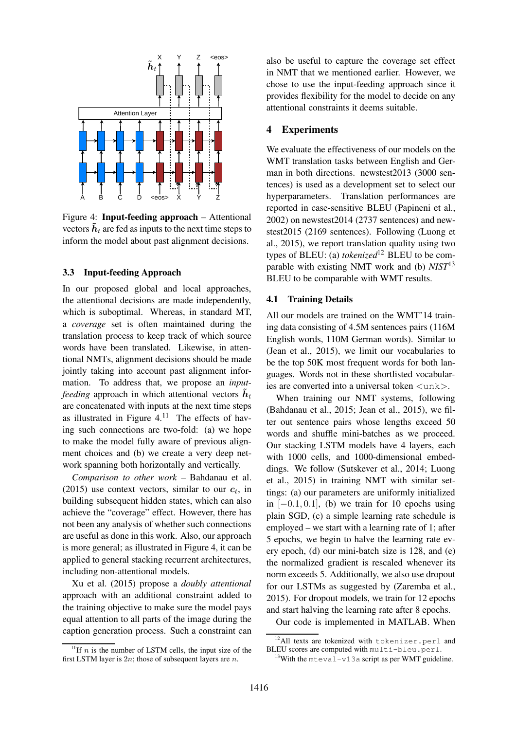Figure 4: **Input-feeding approach** – Attentional vectors $\tilde{\boldsymbol{h}}_t$ are fed as inputs to the next time steps to inform the model about past alignment decisions.

### 3.3 Input-feeding Approach

In our proposed global and local approaches, the attentional decisions are made independently, which is suboptimal. Whereas, in standard MT, a *coverage* set is often maintained during the translation process to keep track of which source words have been translated. Likewise, in attentional NMTs, alignment decisions should be made jointly taking into account past alignment information. To address that, we propose an *input-feeding* approach in which attentional vectors $\tilde{\boldsymbol{h}}_t$ are concatenated with inputs at the next time steps as illustrated in Figure 4.[11] The effects of having such connections are two-fold: (a) we hope to make the model fully aware of previous alignment choices and (b) we create a very deep network spanning both horizontally and vertically.

*Comparison to other work* – Bahdanau et al. (2015) use context vectors, similar to our $\boldsymbol{c}_t$, in building subsequent hidden states, which can also achieve the "coverage" effect. However, there has not been any analysis of whether such connections are useful as done in this work. Also, our approach is more general; as illustrated in Figure 4, it can be applied to general stacking recurrent architectures, including non-attentional models.

Xu et al. (2015) propose a *doubly attentional* approach with an additional constraint added to the training objective to make sure the model pays equal attention to all parts of the image during the caption generation process. Such a constraint can also be useful to capture the coverage set effect in NMT that we mentioned earlier. However, we chose to use the input-feeding approach since it provides flexibility for the model to decide on any attentional constraints it deems suitable.

## 4 Experiments

We evaluate the effectiveness of our models on the WMT translation tasks between English and German in both directions. newstest2013 (3000 sentences) is used as a development set to select our hyperparameters. Translation performances are reported in case-sensitive BLEU (Papineni et al., 2002) on newstest2014 (2737 sentences) and newstest2015 (2169 sentences). Following (Luong et al., 2015), we report translation quality using two types of BLEU: (a) *tokenized*[12] BLEU to be comparable with existing NMT work and (b) *NIST*[13] BLEU to be comparable with WMT results.

### 4.1 Training Details

All our models are trained on the WMT'14 training data consisting of 4.5M sentences pairs (116M English words, 110M German words). Similar to (Jean et al., 2015), we limit our vocabularies to be the top 50K most frequent words for both languages. Words not in these shortlisted vocabularies are converted into a universal token `<unk>`.

When training our NMT systems, following (Bahdanau et al., 2015; Jean et al., 2015), we filter out sentence pairs whose lengths exceed 50 words and shuffle mini-batches as we proceed. Our stacking LSTM models have 4 layers, each with 1000 cells, and 1000-dimensional embeddings. We follow (Sutskever et al., 2014; Luong et al., 2015) in training NMT with similar settings: (a) our parameters are uniformly initialized in $[-0.1, 0.1]$, (b) we train for 10 epochs using plain SGD, (c) a simple learning rate schedule is employed – we start with a learning rate of 1; after 5 epochs, we begin to halve the learning rate every epoch, (d) our mini-batch size is 128, and (e) the normalized gradient is rescaled whenever its norm exceeds 5. Additionally, we also use dropout for our LSTMs as suggested by (Zaremba et al., 2015). For dropout models, we train for 12 epochs and start halving the learning rate after 8 epochs.

Our code is implemented in MATLAB. When

[11] If $n$ is the number of LSTM cells, the input size of the first LSTM layer is $2n$; those of subsequent layers are $n$.

[12] All texts are tokenized with `tokenizer.perl` and BLEU scores are computed with `multi-bleu.perl`.

[13] With the `mteval-v13a` script as per WMT guideline.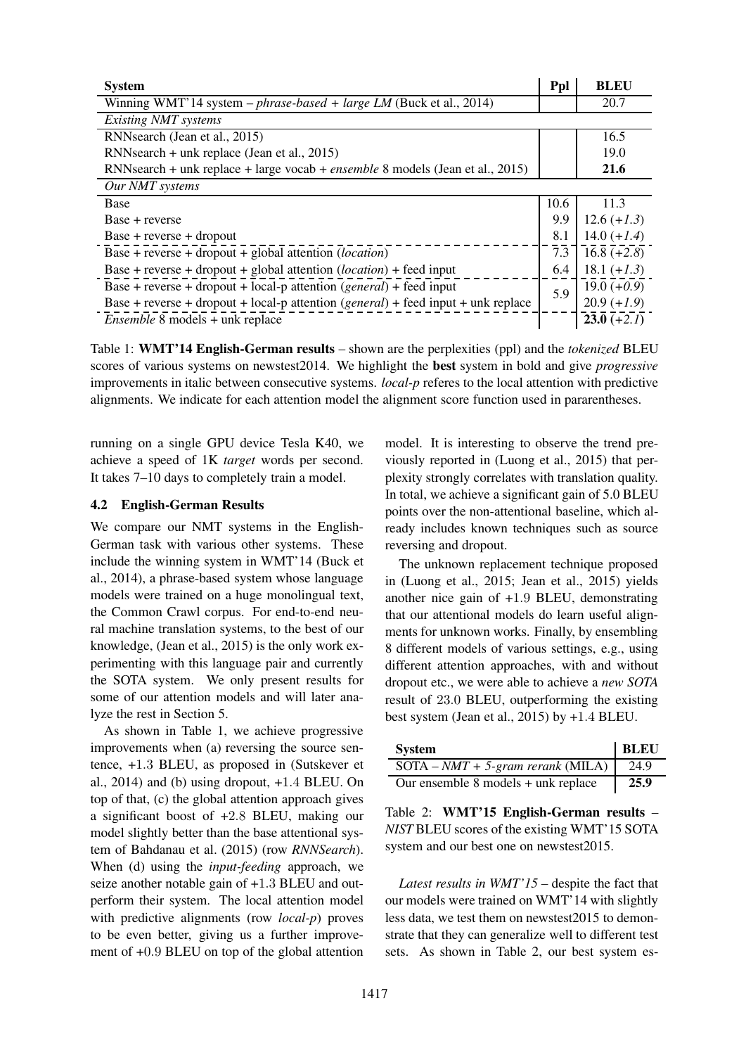| System | Ppl | BLEU |
|---|---|---|
| Winning WMT'14 system – *phrase-based + large LM* (Buck et al., 2014) | | 20.7 |
| *Existing NMT systems* | | |
| RNNsearch (Jean et al., 2015) | | 16.5 |
| RNNsearch + unk replace (Jean et al., 2015) | | 19.0 |
| RNNsearch + unk replace + large vocab + *ensemble* 8 models (Jean et al., 2015) | | **21.6** |
| *Our NMT systems* | | |
| Base | 10.6 | 11.3 |
| Base + reverse | 9.9 | 12.6 (*+1.3*) |
| Base + reverse + dropout | 8.1 | 14.0 (*+1.4*) |
| Base + reverse + dropout + global attention (*location*) | 7.3 | 16.8 (*+2.8*) |
| Base + reverse + dropout + global attention (*location*) + feed input | 6.4 | 18.1 (*+1.3*) |
| Base + reverse + dropout + local-p attention (*general*) + feed input | 5.9 | 19.0 (*+0.9*) |
| Base + reverse + dropout + local-p attention (*general*) + feed input + unk replace | | 20.9 (*+1.9*) |
| *Ensemble* 8 models + unk replace | | **23.0** (*+2.1*) |

Table 1: **WMT'14 English-German results** – shown are the perplexities (ppl) and the *tokenized* BLEU scores of various systems on newstest2014. We highlight the **best** system in bold and give *progressive* improvements in italic between consecutive systems. *local-p* referes to the local attention with predictive alignments. We indicate for each attention model the alignment score function used in pararentheses.

running on a single GPU device Tesla K40, we achieve a speed of 1K *target* words per second. It takes 7–10 days to completely train a model.

### 4.2 English-German Results

We compare our NMT systems in the English-German task with various other systems. These include the winning system in WMT'14 (Buck et al., 2014), a phrase-based system whose language models were trained on a huge monolingual text, the Common Crawl corpus. For end-to-end neural machine translation systems, to the best of our knowledge, (Jean et al., 2015) is the only work experimenting with this language pair and currently the SOTA system. We only present results for some of our attention models and will later analyze the rest in Section 5.

As shown in Table 1, we achieve progressive improvements when (a) reversing the source sentence, +1.3 BLEU, as proposed in (Sutskever et al., 2014) and (b) using dropout, +1.4 BLEU. On top of that, (c) the global attention approach gives a significant boost of +2.8 BLEU, making our model slightly better than the base attentional system of Bahdanau et al. (2015) (row *RNNSearch*). When (d) using the *input-feeding* approach, we seize another notable gain of +1.3 BLEU and outperform their system. The local attention model with predictive alignments (row *local-p*) proves to be even better, giving us a further improvement of +0.9 BLEU on top of the global attention model. It is interesting to observe the trend previously reported in (Luong et al., 2015) that perplexity strongly correlates with translation quality. In total, we achieve a significant gain of 5.0 BLEU points over the non-attentional baseline, which already includes known techniques such as source reversing and dropout.

The unknown replacement technique proposed in (Luong et al., 2015; Jean et al., 2015) yields another nice gain of +1.9 BLEU, demonstrating that our attentional models do learn useful alignments for unknown works. Finally, by ensembling 8 different models of various settings, e.g., using different attention approaches, with and without dropout etc., we were able to achieve a *new SOTA* result of 23.0 BLEU, outperforming the existing best system (Jean et al., 2015) by +1.4 BLEU.

| System | BLEU |
|---|---|
| SOTA – *NMT + 5-gram rerank* (MILA) | 24.9 |
| Our ensemble 8 models + unk replace | **25.9** |

Table 2: **WMT'15 English-German results** – *NIST* BLEU scores of the existing WMT'15 SOTA system and our best one on newstest2015.

*Latest results in WMT'15* – despite the fact that our models were trained on WMT'14 with slightly less data, we test them on newstest2015 to demonstrate that they can generalize well to different test sets. As shown in Table 2, our best system es-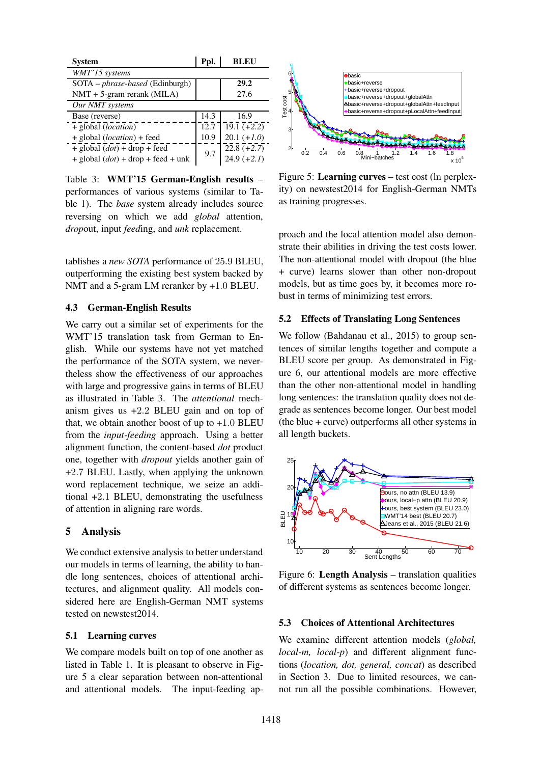| System | Ppl. | BLEU |
|---|---|---|
| *WMT'15 systems* | | |
| SOTA – *phrase-based* (Edinburgh) | | **29.2** |
| NMT + 5-gram rerank (MILA) | | 27.6 |
| *Our NMT systems* | | |
| Base (reverse) | 14.3 | 16.9 |
| + global (*location*) | 12.7 | 19.1 (+*2.2*) |
| + global (*location*) + feed | 10.9 | 20.1 (+*1.0*) |
| + global (*dot*) + drop + feed | 9.7 | 22.8 (+*2.7*) |
| + global (*dot*) + drop + feed + unk | | 24.9 (+*2.1*) |

Table 3: **WMT'15 German-English results** – performances of various systems (similar to Table 1). The *base* system already includes source reversing on which we add *global* attention, *drop*out, input *feed*ing, and *unk* replacement.

tablishes a *new SOTA* performance of 25.9 BLEU, outperforming the existing best system backed by NMT and a 5-gram LM reranker by +1.0 BLEU.

### 4.3 German-English Results

We carry out a similar set of experiments for the WMT'15 translation task from German to English. While our systems have not yet matched the performance of the SOTA system, we nevertheless show the effectiveness of our approaches with large and progressive gains in terms of BLEU as illustrated in Table 3. The *attentional* mechanism gives us +2.2 BLEU gain and on top of that, we obtain another boost of up to +1.0 BLEU from the *input-feeding* approach. Using a better alignment function, the content-based *dot* product one, together with *dropout* yields another gain of +2.7 BLEU. Lastly, when applying the unknown word replacement technique, we seize an additional +2.1 BLEU, demonstrating the usefulness of attention in aligning rare words.

## 5 Analysis

We conduct extensive analysis to better understand our models in terms of learning, the ability to handle long sentences, choices of attentional architectures, and alignment quality. All models considered here are English-German NMT systems tested on newstest2014.

### 5.1 Learning curves

We compare models built on top of one another as listed in Table 1. It is pleasant to observe in Figure 5 a clear separation between non-attentional and attentional models. The input-feeding approach and the local attention model also demonstrate their abilities in driving the test costs lower. The non-attentional model with dropout (the blue + curve) learns slower than other non-dropout models, but as time goes by, it becomes more robust in terms of minimizing test errors.

Figure 5: **Learning curves** – test cost ($\ln$ perplexity) on newstest2014 for English-German NMTs as training progresses.

### 5.2 Effects of Translating Long Sentences

We follow (Bahdanau et al., 2015) to group sentences of similar lengths together and compute a BLEU score per group. As demonstrated in Figure 6, our attentional models are more effective than the other non-attentional model in handling long sentences: the translation quality does not degrade as sentences become longer. Our best model (the blue + curve) outperforms all other systems in all length buckets.

Figure 6: **Length Analysis** – translation qualities of different systems as sentences become longer.

### 5.3 Choices of Attentional Architectures

We examine different attention models (*global, local-m, local-p*) and different alignment functions (*location, dot, general, concat*) as described in Section 3. Due to limited resources, we cannot run all the possible combinations. However,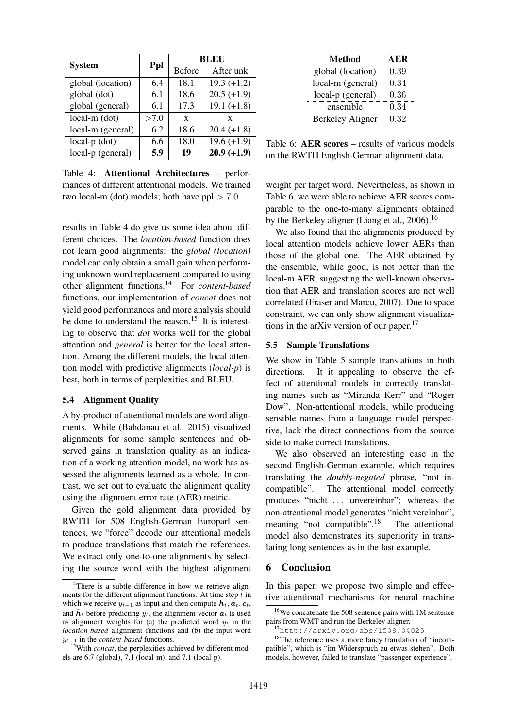| System | Ppl | BLEU | |
|---|---|---|---|
| | | Before | After unk |
| global (location) | 6.4 | 18.1 | 19.3 (+1.2) |
| global (dot) | 6.1 | 18.6 | 20.5 (+1.9) |
| global (general) | 6.1 | 17.3 | 19.1 (+1.8) |
| local-m (dot) | >7.0 | x | x |
| local-m (general) | 6.2 | 18.6 | 20.4 (+1.8) |
| local-p (dot) | 6.6 | 18.0 | 19.6 (+1.9) |
| local-p (general) | **5.9** | **19** | **20.9 (+1.9)** |

Table 4: **Attentional Architectures** – performances of different attentional models. We trained two local-m (dot) models; both have ppl $> 7.0$.

results in Table 4 do give us some idea about different choices. The *location-based* function does not learn good alignments: the *global (location)* model can only obtain a small gain when performing unknown word replacement compared to using other alignment functions.[14] For *content-based* functions, our implementation of *concat* does not yield good performances and more analysis should be done to understand the reason.[15] It is interesting to observe that *dot* works well for the global attention and *general* is better for the local attention. Among the different models, the local attention model with predictive alignments (*local-p*) is best, both in terms of perplexities and BLEU.

### 5.4 Alignment Quality

A by-product of attentional models are word alignments. While (Bahdanau et al., 2015) visualized alignments for some sample sentences and observed gains in translation quality as an indication of a working attention model, no work has assessed the alignments learned as a whole. In contrast, we set out to evaluate the alignment quality using the alignment error rate (AER) metric.

Given the gold alignment data provided by RWTH for 508 English-German Europarl sentences, we "force" decode our attentional models to produce translations that match the references. We extract only one-to-one alignments by selecting the source word with the highest alignment weight per target word. Nevertheless, as shown in Table 6, we were able to achieve AER scores comparable to the one-to-many alignments obtained by the Berkeley aligner (Liang et al., 2006).[16]

| Method | AER |
|---|---|
| global (location) | 0.39 |
| local-m (general) | 0.34 |
| local-p (general) | 0.36 |
| ensemble | 0.34 |
| Berkeley Aligner | 0.32 |

Table 6: **AER scores** – results of various models on the RWTH English-German alignment data.

We also found that the alignments produced by local attention models achieve lower AERs than those of the global one. The AER obtained by the ensemble, while good, is not better than the local-m AER, suggesting the well-known observation that AER and translation scores are not well correlated (Fraser and Marcu, 2007). Due to space constraint, we can only show alignment visualizations in the arXiv version of our paper.[17]

### 5.5 Sample Translations

We show in Table 5 sample translations in both directions. It it appealing to observe the effect of attentional models in correctly translating names such as "Miranda Kerr" and "Roger Dow". Non-attentional models, while producing sensible names from a language model perspective, lack the direct connections from the source side to make correct translations.

We also observed an interesting case in the second English-German example, which requires translating the *doubly-negated* phrase, "not incompatible". The attentional model correctly produces "nicht ... unvereinbar"; whereas the non-attentional model generates "nicht vereinbar", meaning "not compatible".[18] The attentional model also demonstrates its superiority in translating long sentences as in the last example.

## 6 Conclusion

In this paper, we propose two simple and effective attentional mechanisms for neural machine

---

[14] There is a subtle difference in how we retrieve alignments for the different alignment functions. At time step $t$ in which we receive $y_{t-1}$ as input and then compute $\boldsymbol{h}_t, \boldsymbol{a}_t, \boldsymbol{c}_t$, and $\tilde{\boldsymbol{h}}_t$ before predicting $y_t$, the alignment vector $\boldsymbol{a}_t$ is used as alignment weights for (a) the predicted word $y_t$ in the *location-based* alignment functions and (b) the input word $y_{t-1}$ in the *content-based* functions.

[15] With *concat*, the perplexities achieved by different models are 6.7 (global), 7.1 (local-m), and 7.1 (local-p).

[16] We concatenate the 508 sentence pairs with 1M sentence pairs from WMT and run the Berkeley aligner.

[17] http://arxiv.org/abs/1508.04025

[18] The reference uses a more fancy translation of "incompatible", which is "im Widerspruch zu etwas stehen". Both models, however, failed to translate "passenger experience".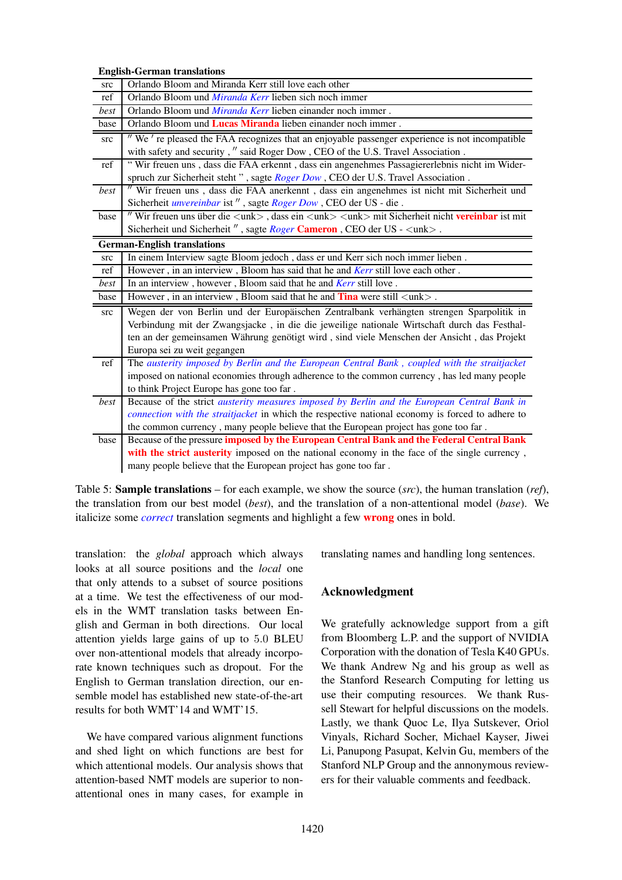| English-German translations | |
|---|---|
| src | Orlando Bloom and Miranda Kerr still love each other |
| ref | Orlando Bloom und *Miranda Kerr* lieben sich noch immer |
| *best* | Orlando Bloom und *Miranda Kerr* lieben einander noch immer . |
| base | Orlando Bloom und **Lucas Miranda** lieben einander noch immer . |
| src | ″ We ′ re pleased the FAA recognizes that an enjoyable passenger experience is not incompatible with safety and security , ″ said Roger Dow , CEO of the U.S. Travel Association . |
| ref | “ Wir freuen uns , dass die FAA erkennt , dass ein angenehmes Passagiererlebnis nicht im Widerspruch zur Sicherheit steht ” , sagte *Roger Dow* , CEO der U.S. Travel Association . |
| *best* | ″ Wir freuen uns , dass die FAA anerkennt , dass ein angenehmes ist nicht mit Sicherheit und Sicherheit *unvereinbar* ist ″ , sagte *Roger Dow* , CEO der US - die . |
| base | ″ Wir freuen uns über die <unk> , dass ein <unk> <unk> mit Sicherheit nicht **vereinbar** ist mit Sicherheit und Sicherheit ″ , sagte *Roger* **Cameron** , CEO der US - <unk> . |
| **German-English translations** | |
| src | In einem Interview sagte Bloom jedoch , dass er und Kerr sich noch immer lieben . |
| ref | However , in an interview , Bloom has said that he and *Kerr* still love each other . |
| *best* | In an interview , however , Bloom said that he and *Kerr* still love . |
| base | However , in an interview , Bloom said that he and **Tina** were still <unk> . |
| src | Wegen der von Berlin und der Europäischen Zentralbank verhängten strengen Sparpolitik in Verbindung mit der Zwangsjacke , in die die jeweilige nationale Wirtschaft durch das Festhalten an der gemeinsamen Währung genötigt wird , sind viele Menschen der Ansicht , das Projekt Europa sei zu weit gegangen |
| ref | The *austerity imposed by Berlin and the European Central Bank , coupled with the straitjacket* imposed on national economies through adherence to the common currency , has led many people to think Project Europe has gone too far . |
| *best* | Because of the strict *austerity measures imposed by Berlin and the European Central Bank in connection with the straitjacket* in which the respective national economy is forced to adhere to the common currency , many people believe that the European project has gone too far . |
| base | Because of the pressure **imposed by the European Central Bank and the Federal Central Bank with the strict austerity** imposed on the national economy in the face of the single currency , many people believe that the European project has gone too far . |

Table 5: **Sample translations** – for each example, we show the source (*src*), the human translation (*ref*), the translation from our best model (*best*), and the translation of a non-attentional model (*base*). We italicize some *correct* translation segments and highlight a few **wrong** ones in bold.

translation: the *global* approach which always looks at all source positions and the *local* one that only attends to a subset of source positions at a time. We test the effectiveness of our models in the WMT translation tasks between English and German in both directions. Our local attention yields large gains of up to 5.0 BLEU over non-attentional models that already incorporate known techniques such as dropout. For the English to German translation direction, our ensemble model has established new state-of-the-art results for both WMT'14 and WMT'15.

We have compared various alignment functions and shed light on which functions are best for which attentional models. Our analysis shows that attention-based NMT models are superior to non-attentional ones in many cases, for example in translating names and handling long sentences.

## Acknowledgment

We gratefully acknowledge support from a gift from Bloomberg L.P. and the support of NVIDIA Corporation with the donation of Tesla K40 GPUs. We thank Andrew Ng and his group as well as the Stanford Research Computing for letting us use their computing resources. We thank Russell Stewart for helpful discussions on the models. Lastly, we thank Quoc Le, Ilya Sutskever, Oriol Vinyals, Richard Socher, Michael Kayser, Jiwei Li, Panupong Pasupat, Kelvin Gu, members of the Stanford NLP Group and the annonymous reviewers for their valuable comments and feedback.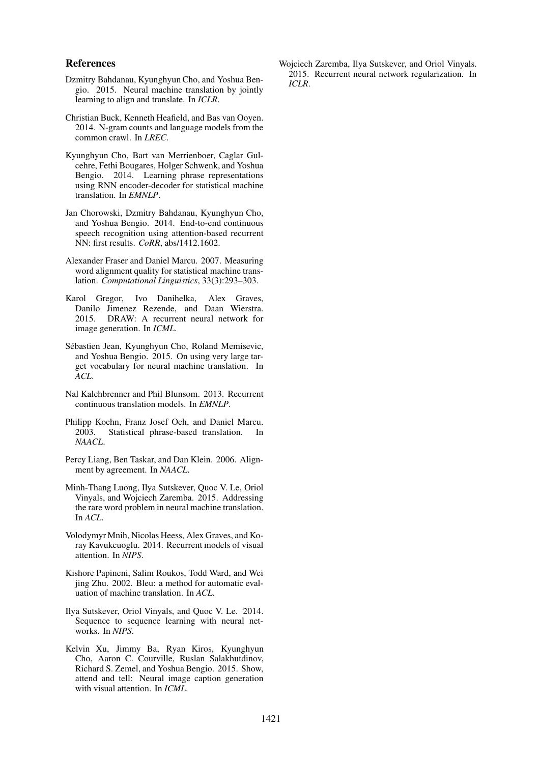## References

Dzmitry Bahdanau, Kyunghyun Cho, and Yoshua Bengio. 2015. Neural machine translation by jointly learning to align and translate. In *ICLR*.

Christian Buck, Kenneth Heafield, and Bas van Ooyen. 2014. N-gram counts and language models from the common crawl. In *LREC*.

Kyunghyun Cho, Bart van Merrienboer, Caglar Gulcehre, Fethi Bougares, Holger Schwenk, and Yoshua Bengio. 2014. Learning phrase representations using RNN encoder-decoder for statistical machine translation. In *EMNLP*.

Jan Chorowski, Dzmitry Bahdanau, Kyunghyun Cho, and Yoshua Bengio. 2014. End-to-end continuous speech recognition using attention-based recurrent NN: first results. *CoRR*, abs/1412.1602.

Alexander Fraser and Daniel Marcu. 2007. Measuring word alignment quality for statistical machine translation. *Computational Linguistics*, 33(3):293–303.

Karol Gregor, Ivo Danihelka, Alex Graves, Danilo Jimenez Rezende, and Daan Wierstra. 2015. DRAW: A recurrent neural network for image generation. In *ICML*.

Sébastien Jean, Kyunghyun Cho, Roland Memisevic, and Yoshua Bengio. 2015. On using very large target vocabulary for neural machine translation. In *ACL*.

Nal Kalchbrenner and Phil Blunsom. 2013. Recurrent continuous translation models. In *EMNLP*.

Philipp Koehn, Franz Josef Och, and Daniel Marcu. 2003. Statistical phrase-based translation. In *NAACL*.

Percy Liang, Ben Taskar, and Dan Klein. 2006. Alignment by agreement. In *NAACL*.

Minh-Thang Luong, Ilya Sutskever, Quoc V. Le, Oriol Vinyals, and Wojciech Zaremba. 2015. Addressing the rare word problem in neural machine translation. In *ACL*.

Volodymyr Mnih, Nicolas Heess, Alex Graves, and Koray Kavukcuoglu. 2014. Recurrent models of visual attention. In *NIPS*.

Kishore Papineni, Salim Roukos, Todd Ward, and Wei jing Zhu. 2002. Bleu: a method for automatic evaluation of machine translation. In *ACL*.

Ilya Sutskever, Oriol Vinyals, and Quoc V. Le. 2014. Sequence to sequence learning with neural networks. In *NIPS*.

Kelvin Xu, Jimmy Ba, Ryan Kiros, Kyunghyun Cho, Aaron C. Courville, Ruslan Salakhutdinov, Richard S. Zemel, and Yoshua Bengio. 2015. Show, attend and tell: Neural image caption generation with visual attention. In *ICML*.

Wojciech Zaremba, Ilya Sutskever, and Oriol Vinyals. 2015. Recurrent neural network regularization. In *ICLR*.